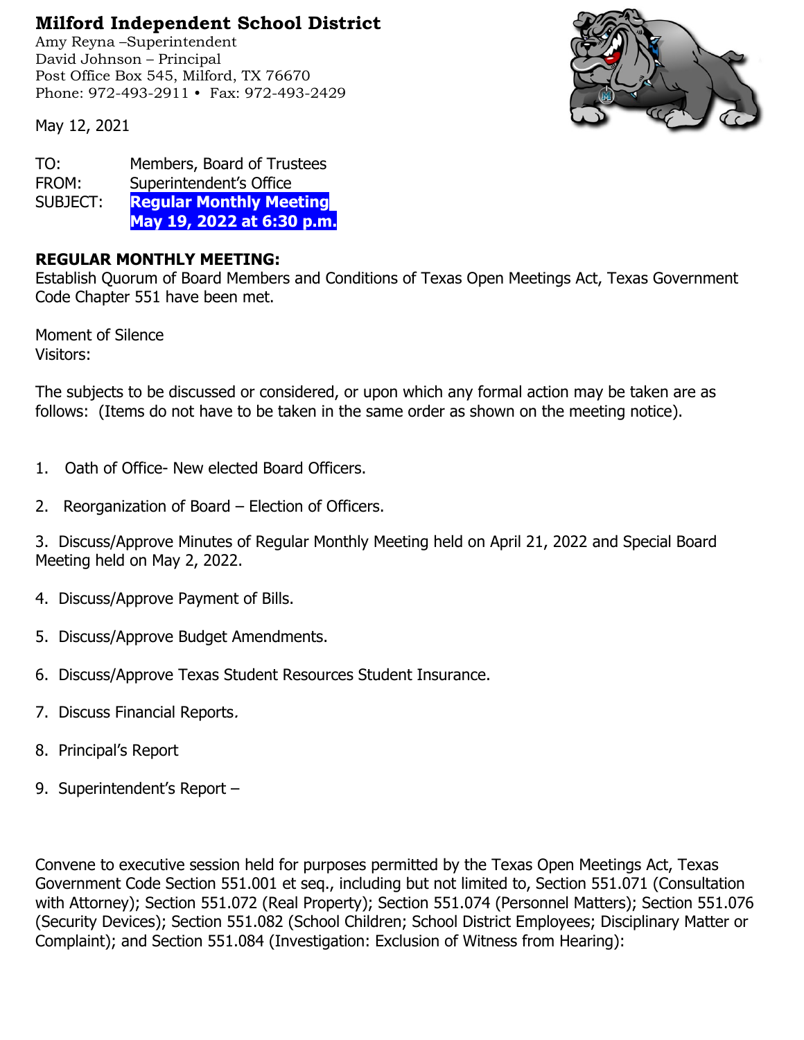# Milford Independent School District

Amy Reyna –Superintendent
David Johnson – Principal
Post Office Box 545, Milford, TX 76670
Phone: 972-493-2911 • Fax: 972-493-2429

May 12, 2021

TO: Members, Board of Trustees
FROM: Superintendent's Office
SUBJECT: **Regular Monthly Meeting May 19, 2022 at 6:30 p.m.**

**REGULAR MONTHLY MEETING:**
Establish Quorum of Board Members and Conditions of Texas Open Meetings Act, Texas Government Code Chapter 551 have been met.

Moment of Silence
Visitors:

The subjects to be discussed or considered, or upon which any formal action may be taken are as follows: (Items do not have to be taken in the same order as shown on the meeting notice).

1. Oath of Office- New elected Board Officers.

2. Reorganization of Board – Election of Officers.

3. Discuss/Approve Minutes of Regular Monthly Meeting held on April 21, 2022 and Special Board Meeting held on May 2, 2022.

4. Discuss/Approve Payment of Bills.

5. Discuss/Approve Budget Amendments.

6. Discuss/Approve Texas Student Resources Student Insurance.

7. Discuss Financial Reports.

8. Principal's Report

9. Superintendent's Report –

Convene to executive session held for purposes permitted by the Texas Open Meetings Act, Texas Government Code Section 551.001 et seq., including but not limited to, Section 551.071 (Consultation with Attorney); Section 551.072 (Real Property); Section 551.074 (Personnel Matters); Section 551.076 (Security Devices); Section 551.082 (School Children; School District Employees; Disciplinary Matter or Complaint); and Section 551.084 (Investigation: Exclusion of Witness from Hearing):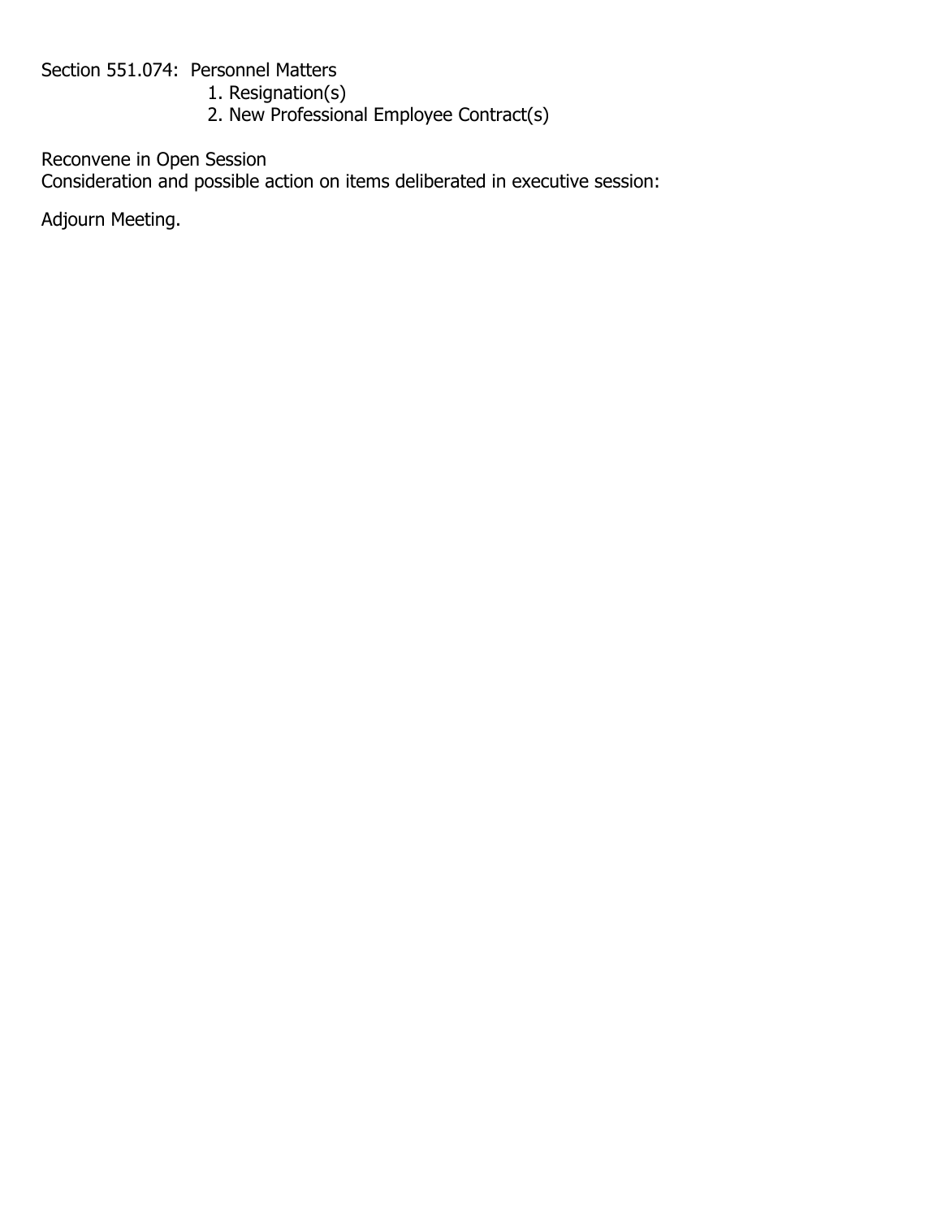Section 551.074: Personnel Matters

1. Resignation(s)
2. New Professional Employee Contract(s)

Reconvene in Open Session
Consideration and possible action on items deliberated in executive session:

Adjourn Meeting.